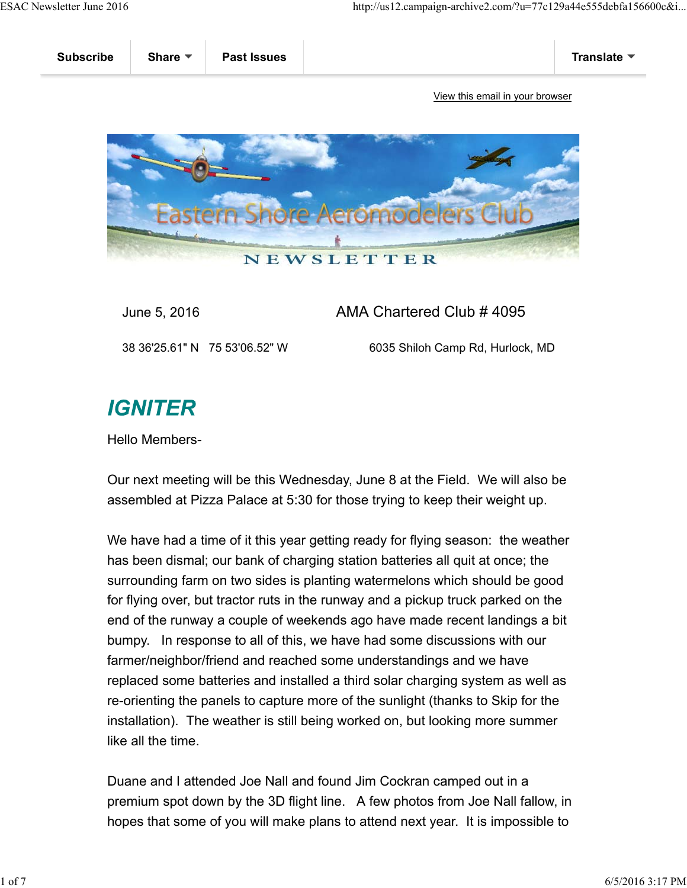Subscribe | Share | Past Issues | Translate

View this email in your browser

Eastern Shore Aeromodelers Club

NEWSLETTER

June 5, 2016 — AMA Chartered Club # 4095

38 36'25.61" N 75 53'06.52" W — 6035 Shiloh Camp Rd, Hurlock, MD

## *IGNITER*

Hello Members-

Our next meeting will be this Wednesday, June 8 at the Field. We will also be assembled at Pizza Palace at 5:30 for those trying to keep their weight up.

We have had a time of it this year getting ready for flying season: the weather has been dismal; our bank of charging station batteries all quit at once; the surrounding farm on two sides is planting watermelons which should be good for flying over, but tractor ruts in the runway and a pickup truck parked on the end of the runway a couple of weekends ago have made recent landings a bit bumpy. In response to all of this, we have had some discussions with our farmer/neighbor/friend and reached some understandings and we have replaced some batteries and installed a third solar charging system as well as re-orienting the panels to capture more of the sunlight (thanks to Skip for the installation). The weather is still being worked on, but looking more summer like all the time.

Duane and I attended Joe Nall and found Jim Cockran camped out in a premium spot down by the 3D flight line. A few photos from Joe Nall fallow, in hopes that some of you will make plans to attend next year. It is impossible to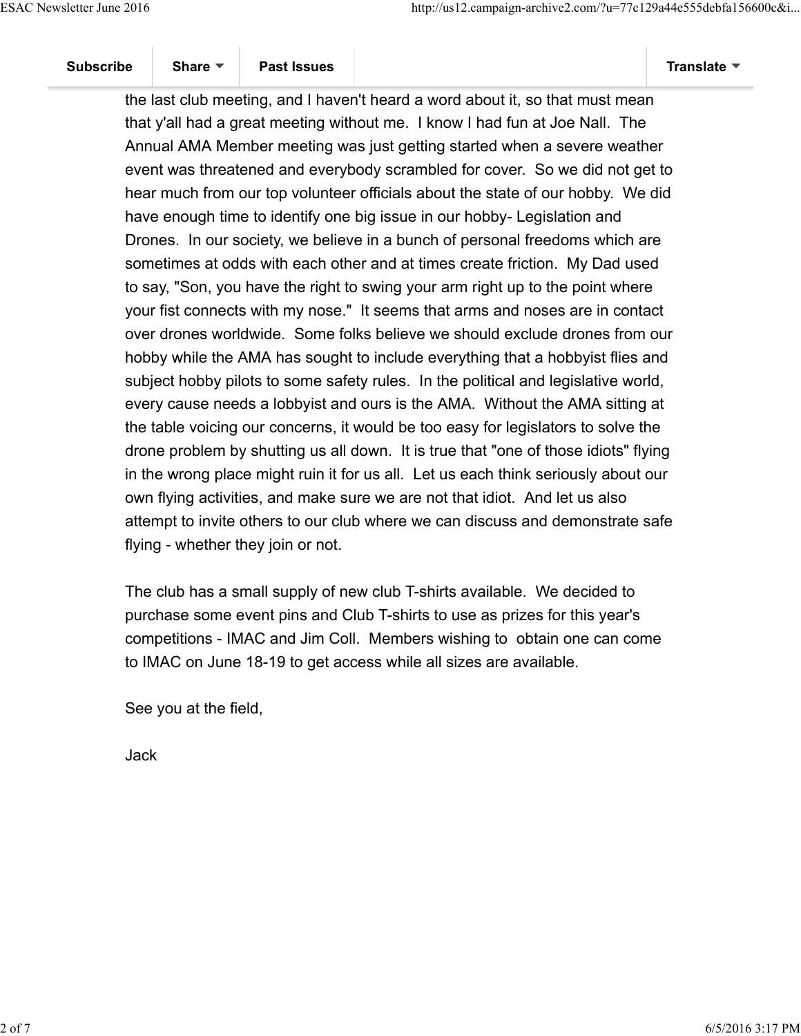the last club meeting, and I haven't heard a word about it, so that must mean that y'all had a great meeting without me.  I know I had fun at Joe Nall.  The Annual AMA Member meeting was just getting started when a severe weather event was threatened and everybody scrambled for cover.  So we did not get to hear much from our top volunteer officials about the state of our hobby.  We did have enough time to identify one big issue in our hobby- Legislation and Drones.  In our society, we believe in a bunch of personal freedoms which are sometimes at odds with each other and at times create friction.  My Dad used to say, "Son, you have the right to swing your arm right up to the point where your fist connects with my nose."  It seems that arms and noses are in contact over drones worldwide.  Some folks believe we should exclude drones from our hobby while the AMA has sought to include everything that a hobbyist flies and subject hobby pilots to some safety rules.  In the political and legislative world, every cause needs a lobbyist and ours is the AMA.  Without the AMA sitting at the table voicing our concerns, it would be too easy for legislators to solve the drone problem by shutting us all down.  It is true that "one of those idiots" flying in the wrong place might ruin it for us all.  Let us each think seriously about our own flying activities, and make sure we are not that idiot.  And let us also attempt to invite others to our club where we can discuss and demonstrate safe flying - whether they join or not.

The club has a small supply of new club T-shirts available.  We decided to purchase some event pins and Club T-shirts to use as prizes for this year's competitions - IMAC and Jim Coll.  Members wishing to  obtain one can come to IMAC on June 18-19 to get access while all sizes are available.

See you at the field,

Jack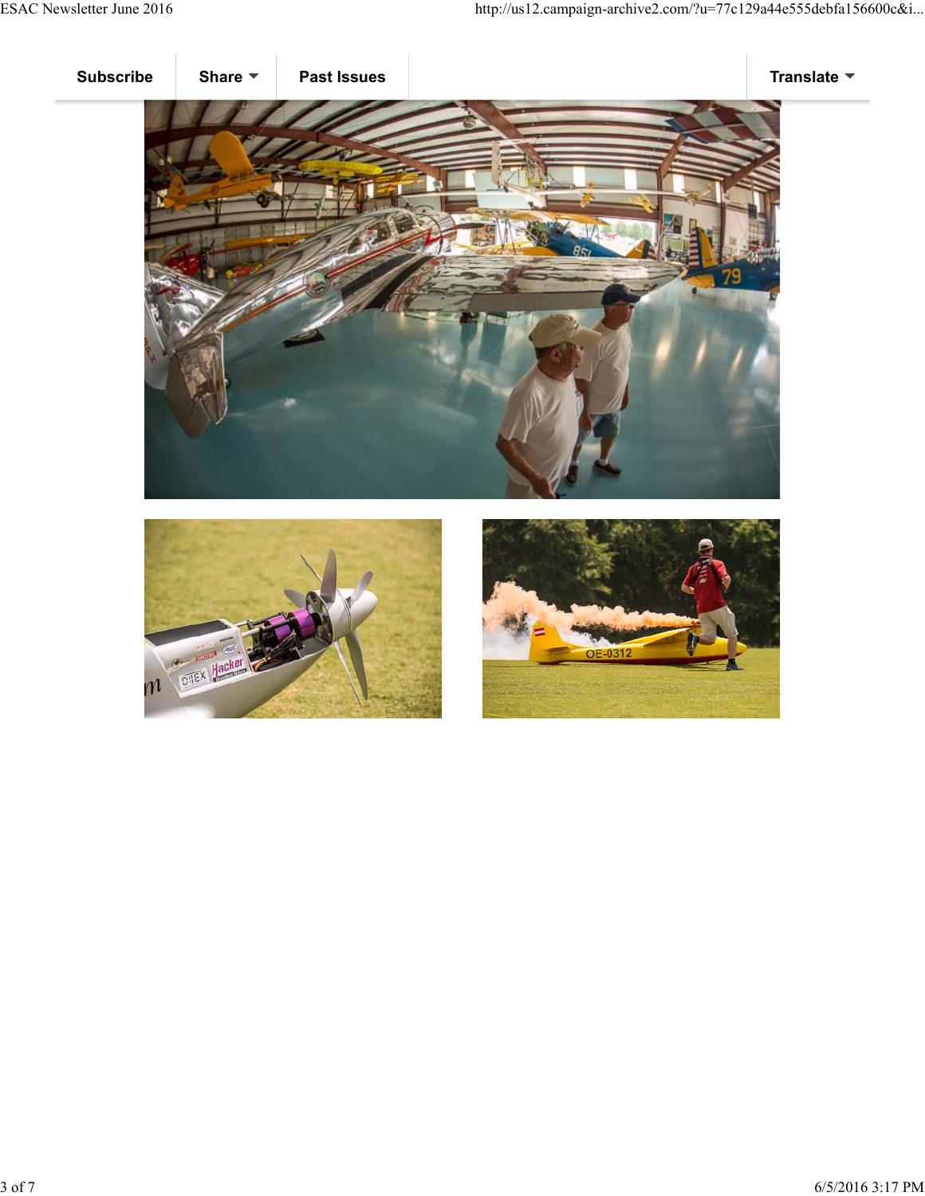Subscribe | Share | Past Issues | Translate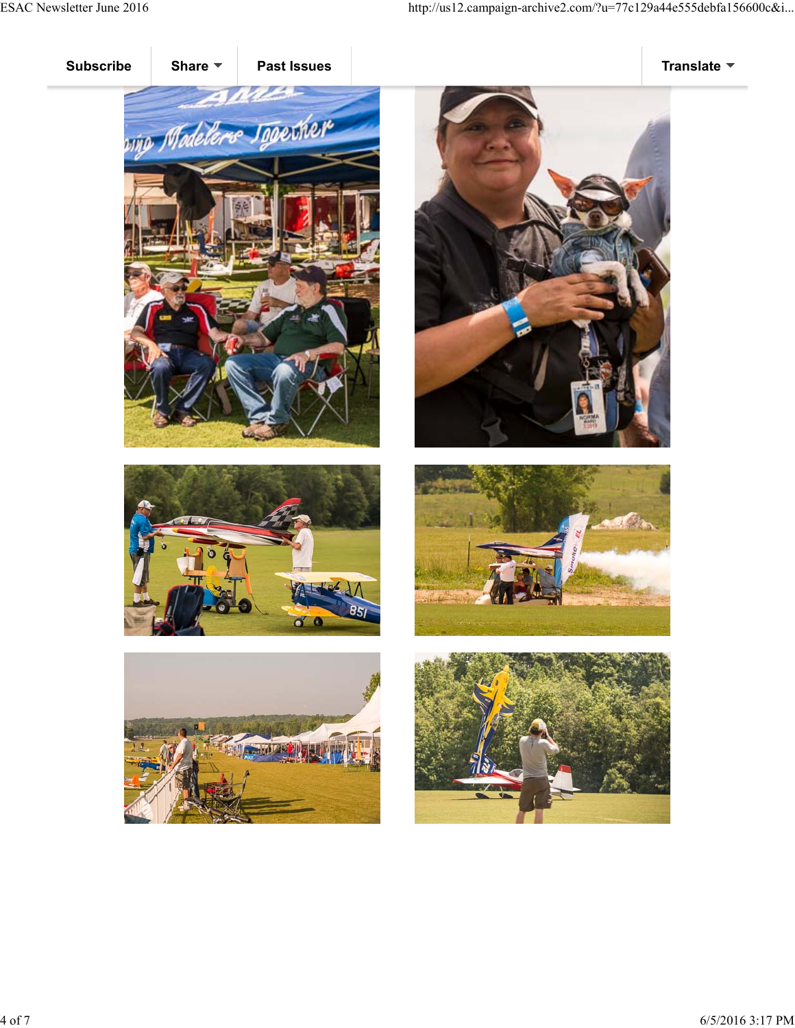Subscribe | Share | Past Issues | Translate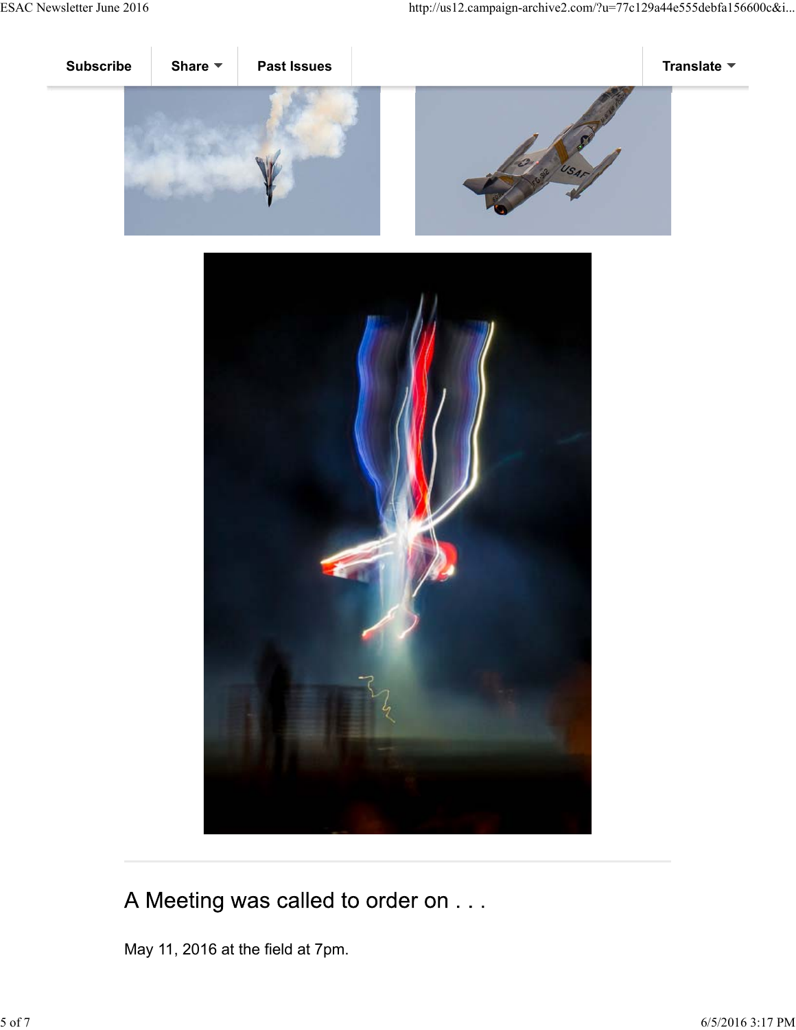## A Meeting was called to order on . . .

May 11, 2016 at the field at 7pm.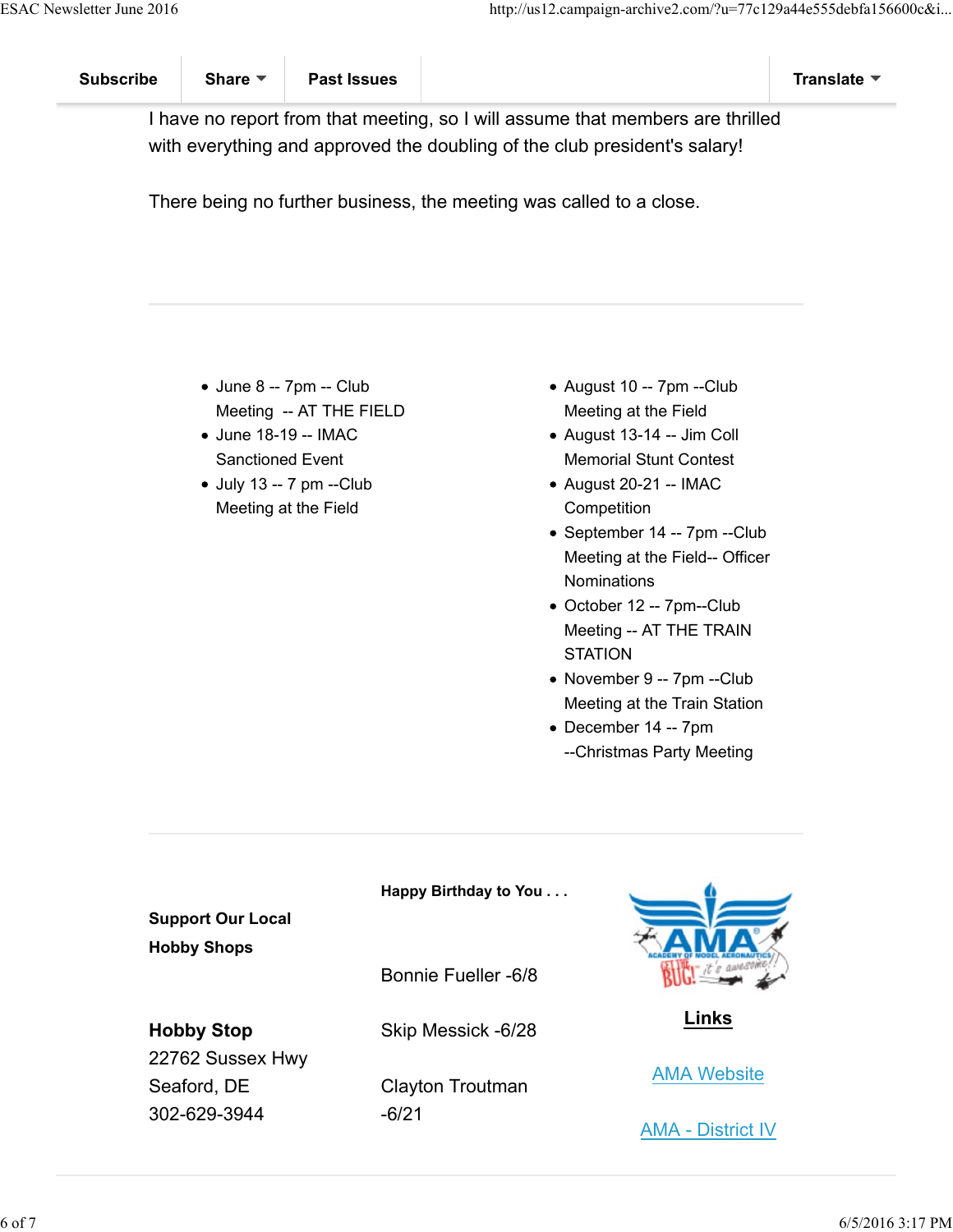I have no report from that meeting, so I will assume that members are thrilled with everything and approved the doubling of the club president's salary!

There being no further business, the meeting was called to a close.

---

- June 8 -- 7pm -- Club Meeting -- AT THE FIELD
- June 18-19 -- IMAC Sanctioned Event
- July 13 -- 7 pm --Club Meeting at the Field
- August 10 -- 7pm --Club Meeting at the Field
- August 13-14 -- Jim Coll Memorial Stunt Contest
- August 20-21 -- IMAC Competition
- September 14 -- 7pm --Club Meeting at the Field-- Officer Nominations
- October 12 -- 7pm--Club Meeting -- AT THE TRAIN STATION
- November 9 -- 7pm --Club Meeting at the Train Station
- December 14 -- 7pm --Christmas Party Meeting

---

**Support Our Local Hobby Shops**

**Hobby Stop**
22762 Sussex Hwy
Seaford, DE
302-629-3944

**Happy Birthday to You . . .**

Bonnie Fueller -6/8

Skip Messick -6/28

Clayton Troutman -6/21

**Links**

[AMA Website]

[AMA - District IV]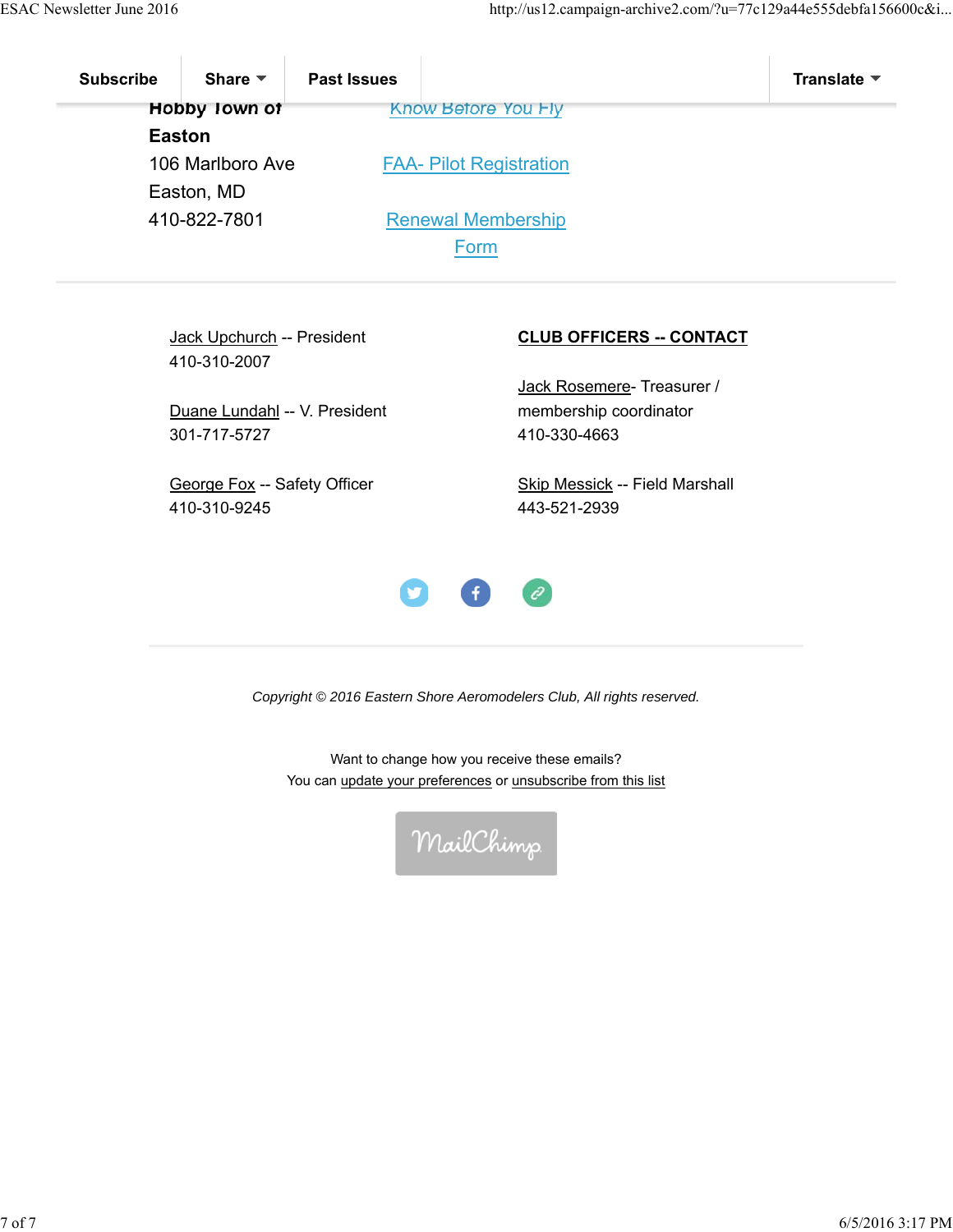Subscribe | Share | Past Issues | Translate

**Hobby Town of Easton**
106 Marlboro Ave
Easton, MD
410-822-7801

Know Before You Fly

FAA- Pilot Registration

Renewal Membership Form

---

Jack Upchurch -- President
410-310-2007

Duane Lundahl -- V. President
301-717-5727

George Fox -- Safety Officer
410-310-9245

**CLUB OFFICERS -- CONTACT**

Jack Rosemere- Treasurer / membership coordinator
410-330-4663

Skip Messick -- Field Marshall
443-521-2939

---

*Copyright © 2016 Eastern Shore Aeromodelers Club, All rights reserved.*

Want to change how you receive these emails?
You can update your preferences or unsubscribe from this list

MailChimp